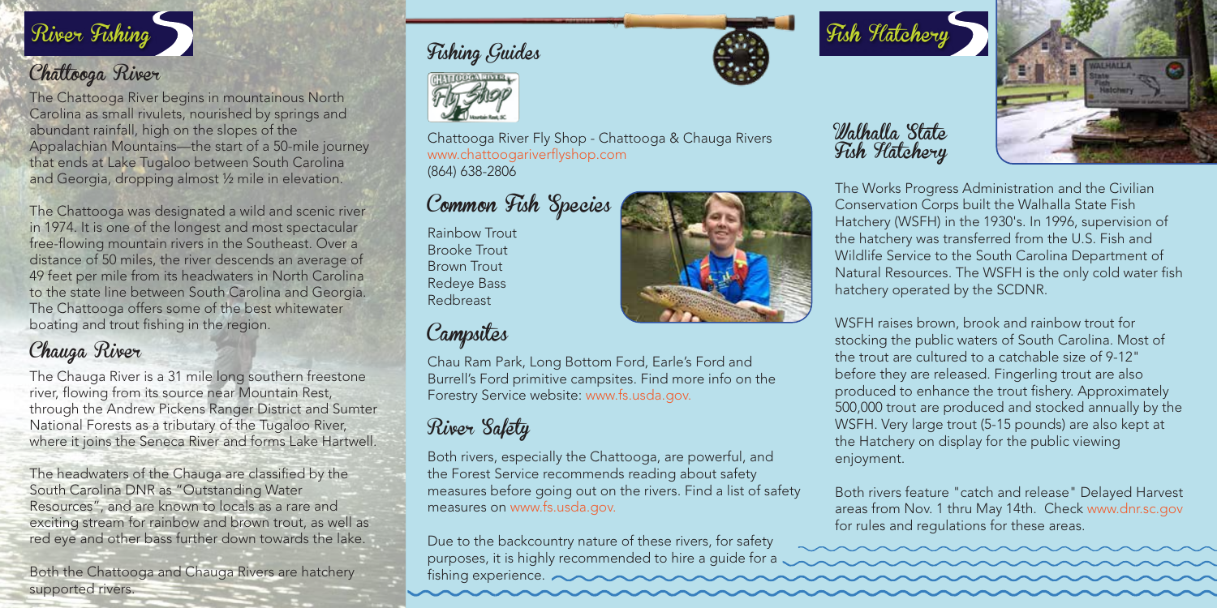# River Fishing

## Chattooga River

The Chattooga River begins in mountainous North Carolina as small rivulets, nourished by springs and abundant rainfall, high on the slopes of the Appalachian Mountains—the start of a 50-mile journey that ends at Lake Tugaloo between South Carolina and Georgia, dropping almost ½ mile in elevation.

The Chattooga was designated a wild and scenic river in 1974. It is one of the longest and most spectacular free-flowing mountain rivers in the Southeast. Over a distance of 50 miles, the river descends an average of 49 feet per mile from its headwaters in North Carolina to the state line between South Carolina and Georgia. The Chattooga offers some of the best whitewater boating and trout fishing in the region.

## Chauga River

The Chauga River is a 31 mile long southern freestone river, flowing from its source near Mountain Rest, through the Andrew Pickens Ranger District and Sumter National Forests as a tributary of the Tugaloo River, where it joins the Seneca River and forms Lake Hartwell.

The headwaters of the Chauga are classified by the South Carolina DNR as "Outstanding Water Resources", and are known to locals as a rare and exciting stream for rainbow and brown trout, as well as red eye and other bass further down towards the lake.

Both the Chattooga and Chauga Rivers are hatchery supported rivers.

## Fishing Guides

Chattooga River Fly Shop - Chattooga & Chauga Rivers
www.chattoogariverflyshop.com
(864) 638-2806

## Common Fish Species

Rainbow Trout
Brooke Trout
Brown Trout
Redeye Bass
Redbreast

## Campsites

Chau Ram Park, Long Bottom Ford, Earle's Ford and Burrell's Ford primitive campsites. Find more info on the Forestry Service website: www.fs.usda.gov.

## River Safety

Both rivers, especially the Chattooga, are powerful, and the Forest Service recommends reading about safety measures before going out on the rivers. Find a list of safety measures on www.fs.usda.gov.

Due to the backcountry nature of these rivers, for safety purposes, it is highly recommended to hire a guide for a fishing experience.

# Fish Hatchery

## Walhalla State Fish Hatchery

The Works Progress Administration and the Civilian Conservation Corps built the Walhalla State Fish Hatchery (WSFH) in the 1930's. In 1996, supervision of the hatchery was transferred from the U.S. Fish and Wildlife Service to the South Carolina Department of Natural Resources. The WSFH is the only cold water fish hatchery operated by the SCDNR.

WSFH raises brown, brook and rainbow trout for stocking the public waters of South Carolina. Most of the trout are cultured to a catchable size of 9-12" before they are released. Fingerling trout are also produced to enhance the trout fishery. Approximately 500,000 trout are produced and stocked annually by the WSFH. Very large trout (5-15 pounds) are also kept at the Hatchery on display for the public viewing enjoyment.

Both rivers feature "catch and release" Delayed Harvest areas from Nov. 1 thru May 14th. Check www.dnr.sc.gov for rules and regulations for these areas.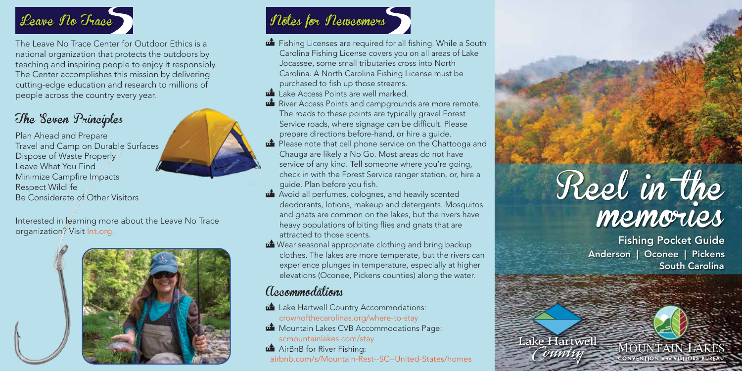# Leave No Trace

The Leave No Trace Center for Outdoor Ethics is a national organization that protects the outdoors by teaching and inspiring people to enjoy it responsibly. The Center accomplishes this mission by delivering cutting-edge education and research to millions of people across the country every year.

## The Seven Principles

Plan Ahead and Prepare
Travel and Camp on Durable Surfaces
Dispose of Waste Properly
Leave What You Find
Minimize Campfire Impacts
Respect Wildlife
Be Considerate of Other Visitors

Interested in learning more about the Leave No Trace organization? Visit lnt.org.

# Notes for Newcomers

- Fishing Licenses are required for all fishing. While a South Carolina Fishing License covers you on all areas of Lake Jocassee, some small tributaries cross into North Carolina. A North Carolina Fishing License must be purchased to fish up those streams.
- Lake Access Points are well marked.
- River Access Points and campgrounds are more remote. The roads to these points are typically gravel Forest Service roads, where signage can be difficult. Please prepare directions before-hand, or hire a guide.
- Please note that cell phone service on the Chattooga and Chauga are likely a No Go. Most areas do not have service of any kind. Tell someone where you're going, check in with the Forest Service ranger station, or, hire a guide. Plan before you fish.
- Avoid all perfumes, colognes, and heavily scented deodorants, lotions, makeup and detergents. Mosquitos and gnats are common on the lakes, but the rivers have heavy populations of biting flies and gnats that are attracted to those scents.
- Wear seasonal appropriate clothing and bring backup clothes. The lakes are more temperate, but the rivers can experience plunges in temperature, especially at higher elevations (Oconee, Pickens counties) along the water.

## Accommodations

- Lake Hartwell Country Accommodations: crownofthecarolinas.org/where-to-stay
- Mountain Lakes CVB Accommodations Page: scmountainlakes.com/stay
- AirBnB for River Fishing: airbnb.com/s/Mountain-Rest--SC--United-States/homes

# Reel in the memories

**Fishing Pocket Guide**
**Anderson | Oconee | Pickens**
**South Carolina**

Lake Hartwell Country

Mountain Lakes Convention and Visitors Bureau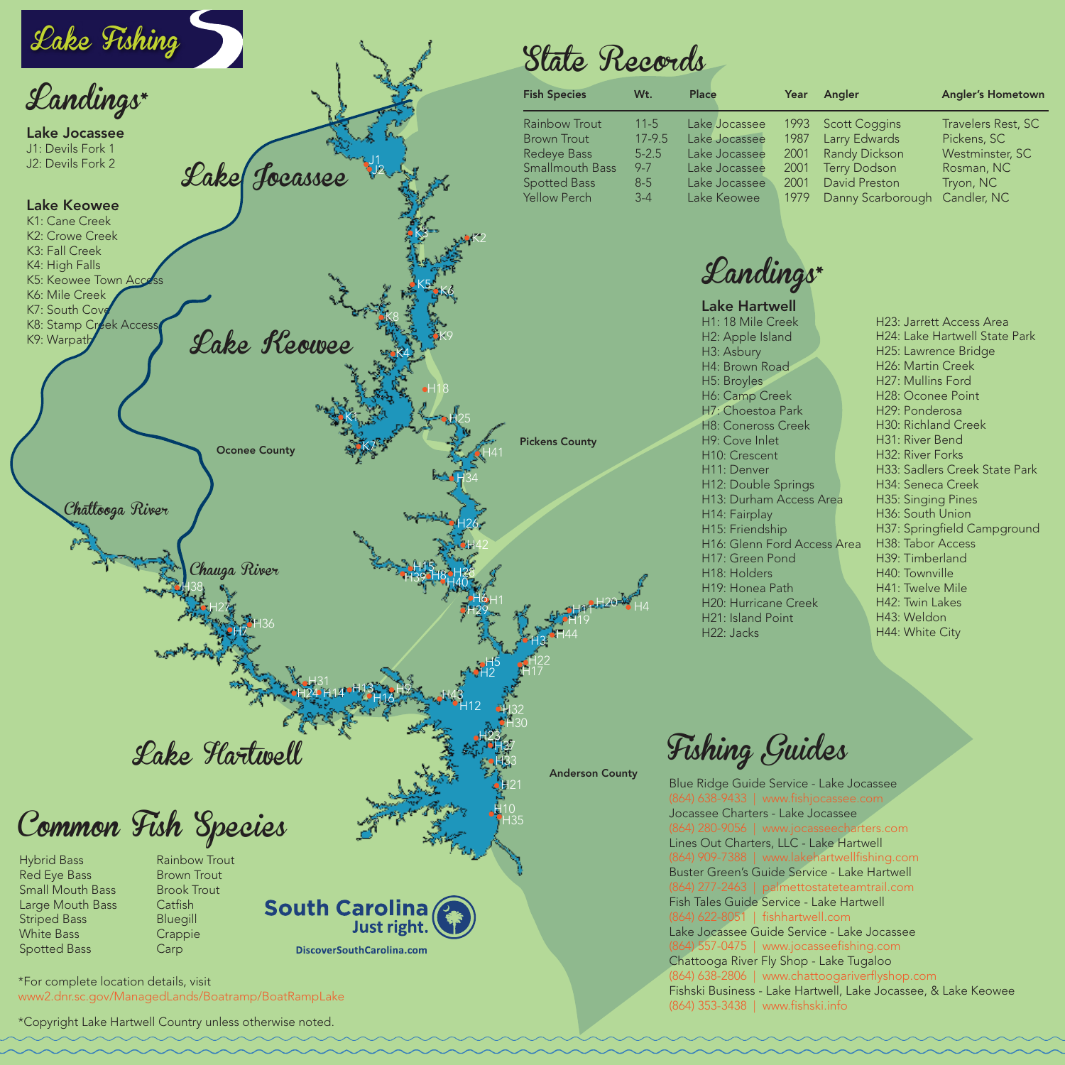# Lake Fishing

## Landings*

**Lake Jocassee**

J1: Devils Fork 1
J2: Devils Fork 2

**Lake Keowee**

K1: Cane Creek
K2: Crowe Creek
K3: Fall Creek
K4: High Falls
K5: Keowee Town Access
K6: Mile Creek
K7: South Cove
K8: Stamp Creek Access
K9: Warpath

## State Records

| Fish Species | Wt. | Place | Year | Angler | Angler's Hometown |
|---|---|---|---|---|---|
| Rainbow Trout | 11-5 | Lake Jocassee | 1993 | Scott Coggins | Travelers Rest, SC |
| Brown Trout | 17-9.5 | Lake Jocassee | 1987 | Larry Edwards | Pickens, SC |
| Redeye Bass | 5-2.5 | Lake Jocassee | 2001 | Randy Dickson | Westminster, SC |
| Smallmouth Bass | 9-7 | Lake Jocassee | 2001 | Terry Dodson | Rosman, NC |
| Spotted Bass | 8-5 | Lake Jocassee | 2001 | David Preston | Tryon, NC |
| Yellow Perch | 3-4 | Lake Keowee | 1979 | Danny Scarborough | Candler, NC |

## Landings*

**Lake Hartwell**

H1: 18 Mile Creek
H2: Apple Island
H3: Asbury
H4: Brown Road
H5: Broyles
H6: Camp Creek
H7: Choestoa Park
H8: Coneross Creek
H9: Cove Inlet
H10: Crescent
H11: Denver
H12: Double Springs
H13: Durham Access Area
H14: Fairplay
H15: Friendship
H16: Glenn Ford Access Area
H17: Green Pond
H18: Holders
H19: Honea Path
H20: Hurricane Creek
H21: Island Point
H22: Jacks
H23: Jarrett Access Area
H24: Lake Hartwell State Park
H25: Lawrence Bridge
H26: Martin Creek
H27: Mullins Ford
H28: Oconee Point
H29: Ponderosa
H30: Richland Creek
H31: River Bend
H32: River Forks
H33: Sadlers Creek State Park
H34: Seneca Creek
H35: Singing Pines
H36: South Union
H37: Springfield Campground
H38: Tabor Access
H39: Timberland
H40: Townville
H41: Twelve Mile
H42: Twin Lakes
H43: Weldon
H44: White City

Lake Jocassee
Lake Keowee
Lake Hartwell
Oconee County
Pickens County
Anderson County
Chattooga River
Chauga River

## Common Fish Species

Hybrid Bass
Red Eye Bass
Small Mouth Bass
Large Mouth Bass
Striped Bass
White Bass
Spotted Bass
Rainbow Trout
Brown Trout
Brook Trout
Catfish
Bluegill
Crappie
Carp

## Fishing Guides

Blue Ridge Guide Service - Lake Jocassee
(864) 638-9433 | www.fishjocassee.com

Jocassee Charters - Lake Jocassee
(864) 280-9056 | www.jocasseecharters.com

Lines Out Charters, LLC - Lake Hartwell
(864) 909-7388 | www.lakehartwellfishing.com

Buster Green's Guide Service - Lake Hartwell
(864) 277-2463 | palmettostateteamtrail.com

Fish Tales Guide Service - Lake Hartwell
(864) 622-8051 | fishhartwell.com

Lake Jocassee Guide Service - Lake Jocassee
(864) 557-0475 | www.jocasseefishing.com

Chattooga River Fly Shop - Lake Tugaloo
(864) 638-2806 | www.chattoogariverflyshop.com

Fishski Business - Lake Hartwell, Lake Jocassee, & Lake Keowee
(864) 353-3438 | www.fishski.info

South Carolina Just right.
DiscoverSouthCarolina.com

*For complete location details, visit
www2.dnr.sc.gov/ManagedLands/Boatramp/BoatRampLake

*Copyright Lake Hartwell Country unless otherwise noted.